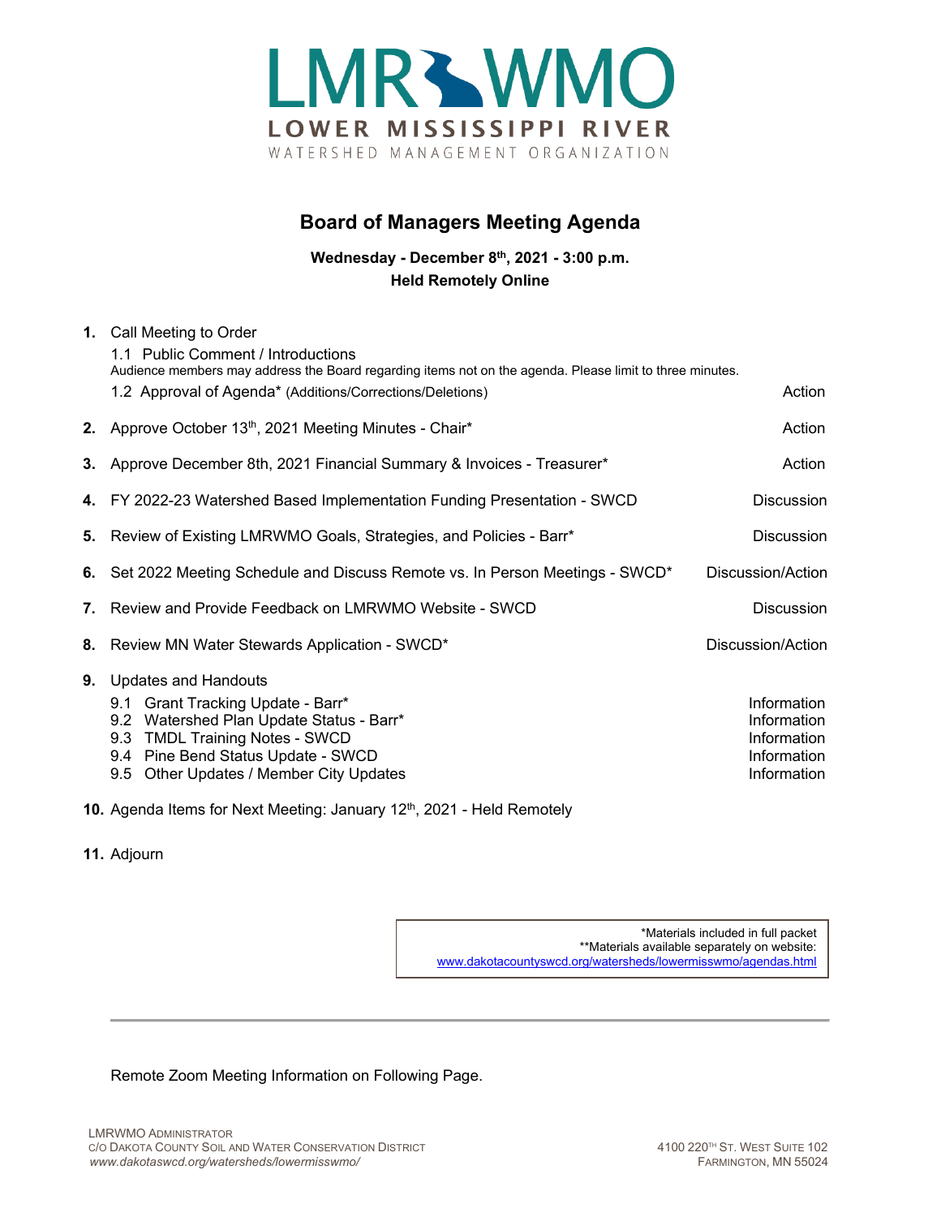# LMRWMO

**LOWER MISSISSIPPI RIVER**

WATERSHED MANAGEMENT ORGANIZATION

## Board of Managers Meeting Agenda

**Wednesday - December 8th, 2021 - 3:00 p.m.**
**Held Remotely Online**

| | | |
|---|---|---|
| **1.** | Call Meeting to Order | |
| | 1.1 Public Comment / Introductions<br>Audience members may address the Board regarding items not on the agenda. Please limit to three minutes. | |
| | 1.2 Approval of Agenda* (Additions/Corrections/Deletions) | Action |
| **2.** | Approve October 13th, 2021 Meeting Minutes - Chair* | Action |
| **3.** | Approve December 8th, 2021 Financial Summary & Invoices - Treasurer* | Action |
| **4.** | FY 2022-23 Watershed Based Implementation Funding Presentation - SWCD | Discussion |
| **5.** | Review of Existing LMRWMO Goals, Strategies, and Policies - Barr* | Discussion |
| **6.** | Set 2022 Meeting Schedule and Discuss Remote vs. In Person Meetings - SWCD* | Discussion/Action |
| **7.** | Review and Provide Feedback on LMRWMO Website - SWCD | Discussion |
| **8.** | Review MN Water Stewards Application - SWCD* | Discussion/Action |
| **9.** | Updates and Handouts | |
| | 9.1 Grant Tracking Update - Barr* | Information |
| | 9.2 Watershed Plan Update Status - Barr* | Information |
| | 9.3 TMDL Training Notes - SWCD | Information |
| | 9.4 Pine Bend Status Update - SWCD | Information |
| | 9.5 Other Updates / Member City Updates | Information |
| **10.** | Agenda Items for Next Meeting: January 12th, 2021 - Held Remotely | |
| **11.** | Adjourn | |

*Materials included in full packet
**Materials available separately on website:
www.dakotacountyswcd.org/watersheds/lowermisswmo/agendas.html

Remote Zoom Meeting Information on Following Page.

LMRWMO ADMINISTRATOR
C/O DAKOTA COUNTY SOIL AND WATER CONSERVATION DISTRICT
*www.dakotaswcd.org/watersheds/lowermisswmo/*

4100 220TH ST. WEST SUITE 102
FARMINGTON, MN 55024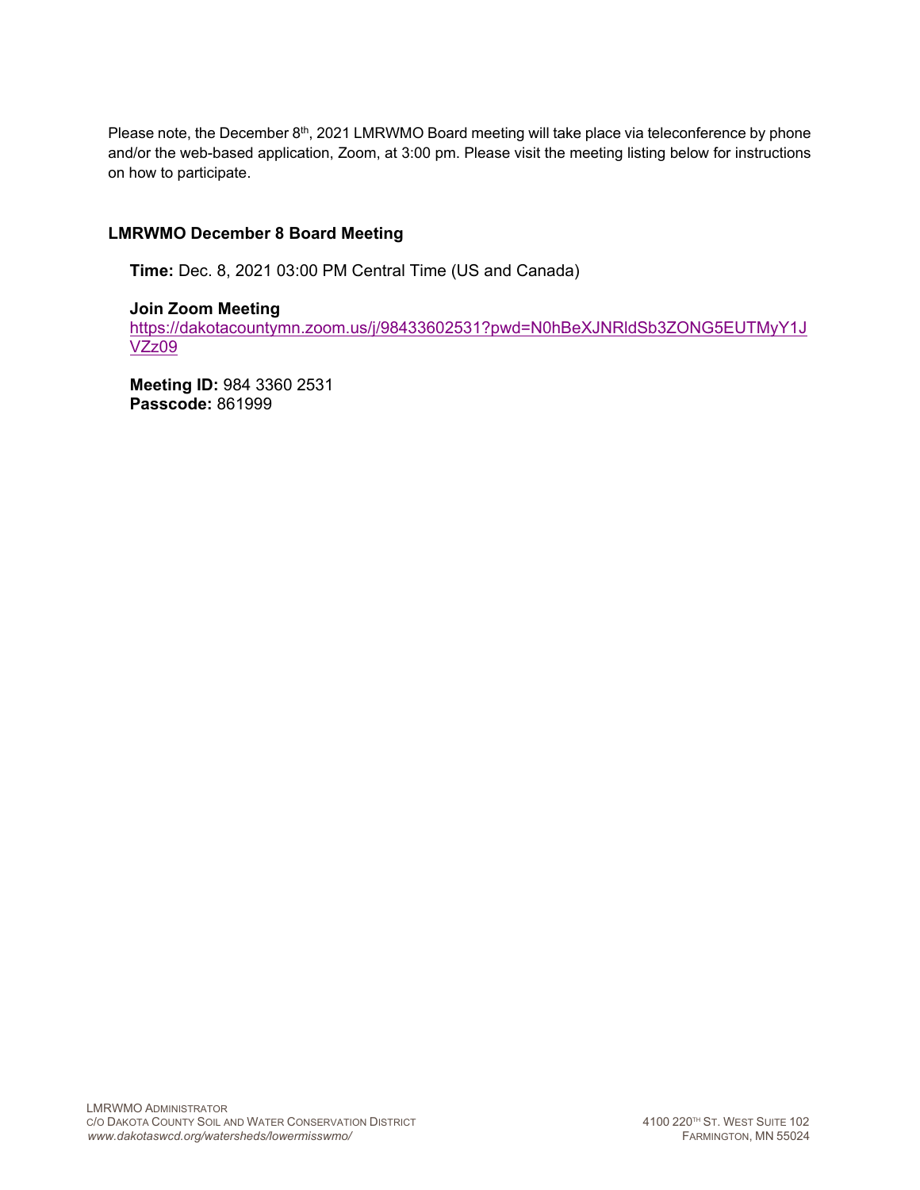Please note, the December 8th, 2021 LMRWMO Board meeting will take place via teleconference by phone and/or the web-based application, Zoom, at 3:00 pm. Please visit the meeting listing below for instructions on how to participate.

## LMRWMO December 8 Board Meeting

**Time:** Dec. 8, 2021 03:00 PM Central Time (US and Canada)

**Join Zoom Meeting**
https://dakotacountymn.zoom.us/j/98433602531?pwd=N0hBeXJNRldSb3ZONG5EUTMyY1JVZz09

**Meeting ID:** 984 3360 2531
**Passcode:** 861999